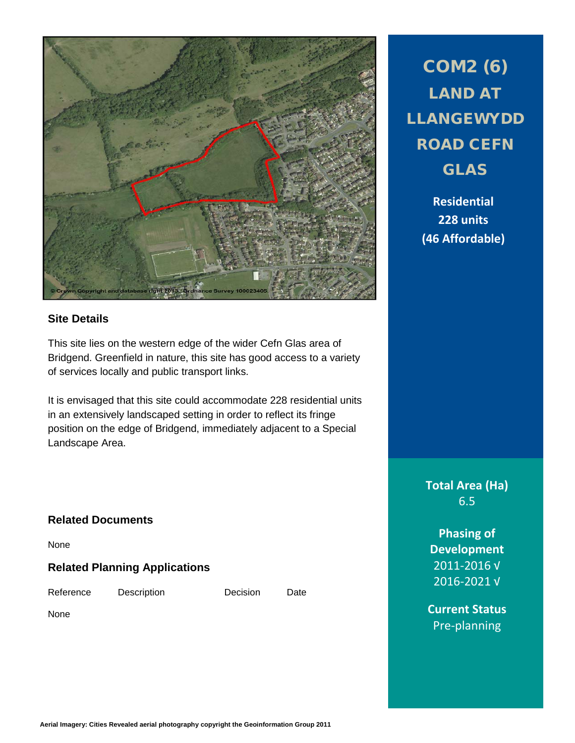# COM2 (6) LAND AT LLANGEWYDD ROAD CEFN GLAS

**Residential**
**228 units**
**(46 Affordable)**

**Total Area (Ha)**
6.5

**Phasing of Development**
2011-2016 √
2016-2021 √

**Current Status**
Pre-planning

© Crown Copyright and database right 2013. Ordnance Survey 100023405

### Site Details

This site lies on the western edge of the wider Cefn Glas area of Bridgend. Greenfield in nature, this site has good access to a variety of services locally and public transport links.

It is envisaged that this site could accommodate 228 residential units in an extensively landscaped setting in order to reflect its fringe position on the edge of Bridgend, immediately adjacent to a Special Landscape Area.

### Related Documents

None

### Related Planning Applications

| Reference | Description | Decision | Date |
|---|---|---|---|
| None | | | |

**Aerial Imagery: Cities Revealed aerial photography copyright the Geoinformation Group 2011**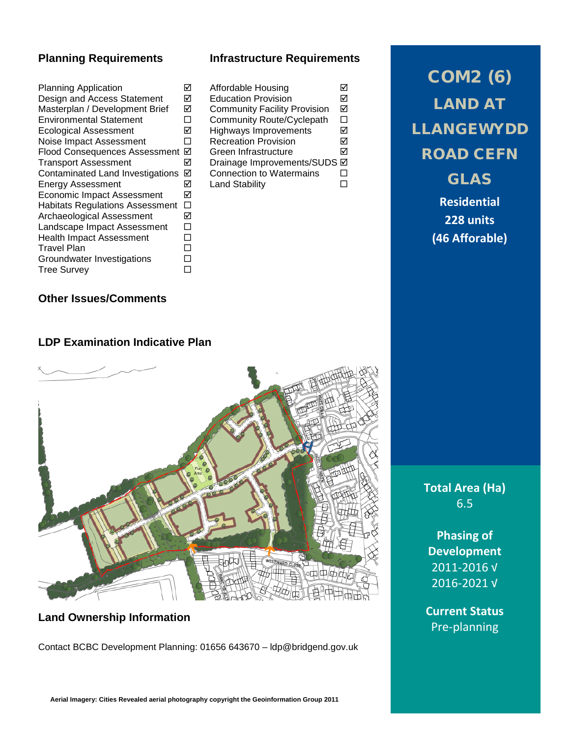# COM2 (6) LAND AT LLANGEWYDD ROAD CEFN GLAS

**Residential**
**228 units**
**(46 Afforable)**

## Planning Requirements

| | |
|---|---|
| Planning Application | ☑ |
| Design and Access Statement | ☑ |
| Masterplan / Development Brief | ☑ |
| Environmental Statement | ☐ |
| Ecological Assessment | ☑ |
| Noise Impact Assessment | ☐ |
| Flood Consequences Assessment | ☑ |
| Transport Assessment | ☑ |
| Contaminated Land Investigations | ☑ |
| Energy Assessment | ☑ |
| Economic Impact Assessment | ☑ |
| Habitats Regulations Assessment | ☐ |
| Archaeological Assessment | ☑ |
| Landscape Impact Assessment | ☐ |
| Health Impact Assessment | ☐ |
| Travel Plan | ☐ |
| Groundwater Investigations | ☐ |
| Tree Survey | ☐ |

## Infrastructure Requirements

| | |
|---|---|
| Affordable Housing | ☑ |
| Education Provision | ☑ |
| Community Facility Provision | ☑ |
| Community Route/Cyclepath | ☐ |
| Highways Improvements | ☑ |
| Recreation Provision | ☑ |
| Green Infrastructure | ☑ |
| Drainage Improvements/SUDS | ☑ |
| Connection to Watermains | ☐ |
| Land Stability | ☐ |

## Other Issues/Comments

## LDP Examination Indicative Plan

## Land Ownership Information

Contact BCBC Development Planning: 01656 643670 – ldp@bridgend.gov.uk

**Total Area (Ha)**
6.5

**Phasing of Development**
2011-2016 √
2016-2021 √

**Current Status**
Pre-planning

**Aerial Imagery: Cities Revealed aerial photography copyright the Geoinformation Group 2011**